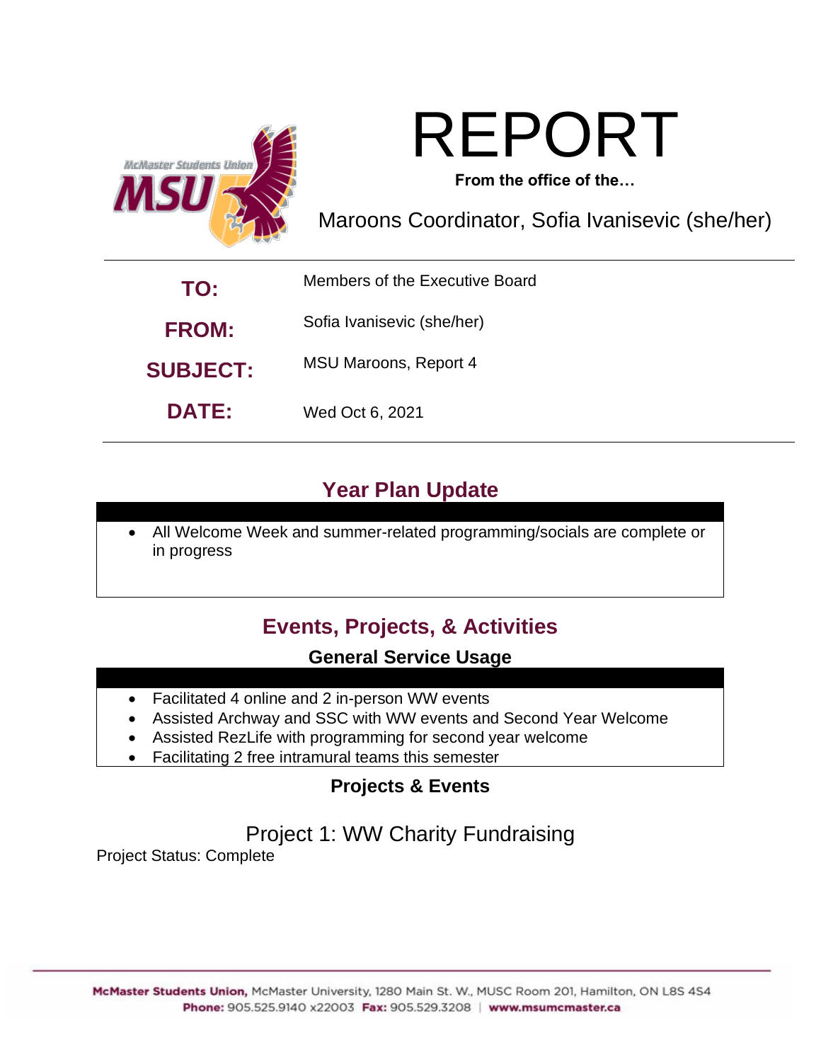# REPORT

**From the office of the…**

Maroons Coordinator, Sofia Ivanisevic (she/her)

| | |
|---|---|
| **TO:** | Members of the Executive Board |
| **FROM:** | Sofia Ivanisevic (she/her) |
| **SUBJECT:** | MSU Maroons, Report 4 |
| **DATE:** | Wed Oct 6, 2021 |

## Year Plan Update

- All Welcome Week and summer-related programming/socials are complete or in progress

## Events, Projects, & Activities

### General Service Usage

- Facilitated 4 online and 2 in-person WW events
- Assisted Archway and SSC with WW events and Second Year Welcome
- Assisted RezLife with programming for second year welcome
- Facilitating 2 free intramural teams this semester

### Projects & Events

#### Project 1: WW Charity Fundraising

Project Status: Complete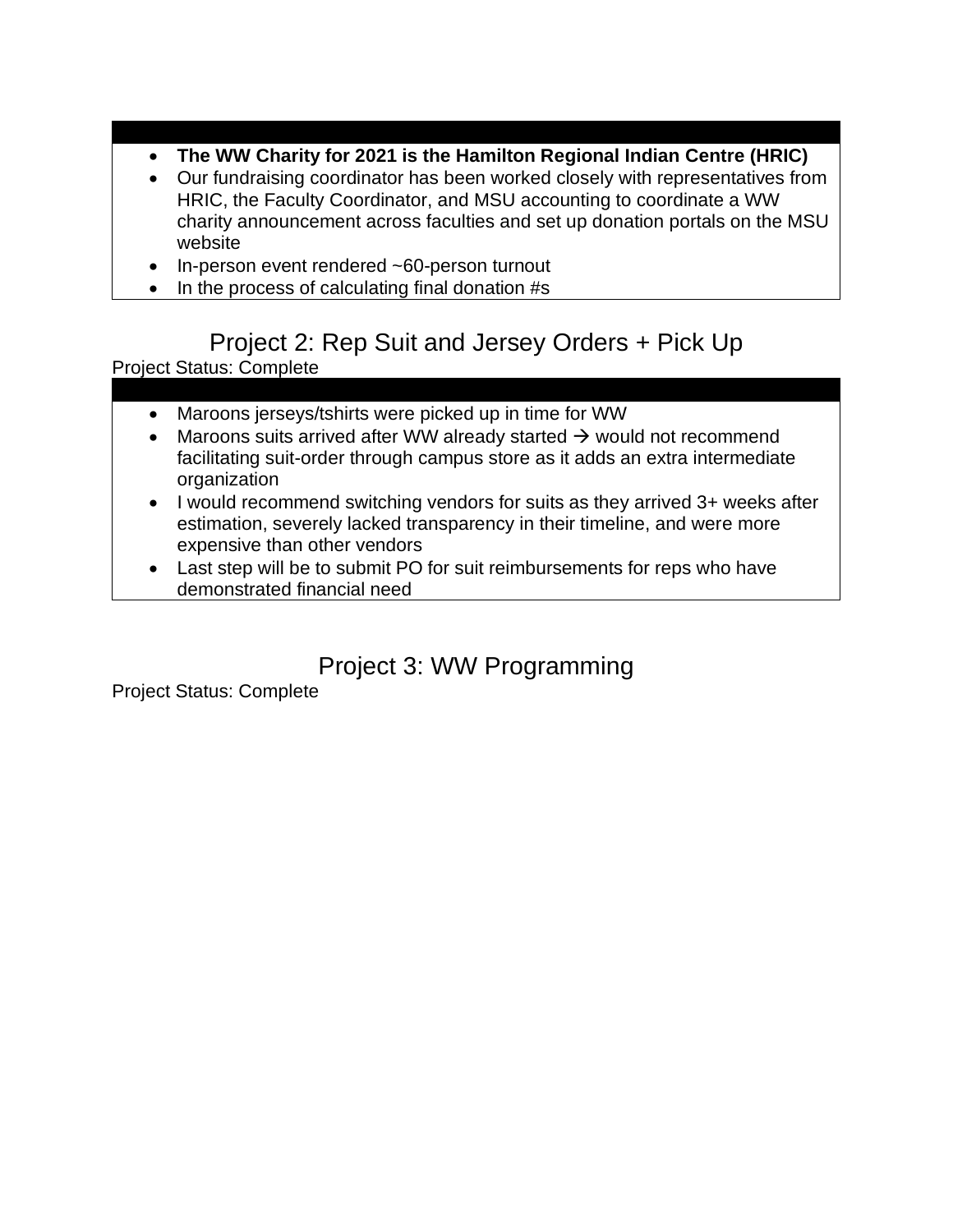- **The WW Charity for 2021 is the Hamilton Regional Indian Centre (HRIC)**
- Our fundraising coordinator has been worked closely with representatives from HRIC, the Faculty Coordinator, and MSU accounting to coordinate a WW charity announcement across faculties and set up donation portals on the MSU website
- In-person event rendered ~60-person turnout
- In the process of calculating final donation #s

## Project 2: Rep Suit and Jersey Orders + Pick Up

Project Status: Complete

- Maroons jerseys/tshirts were picked up in time for WW
- Maroons suits arrived after WW already started → would not recommend facilitating suit-order through campus store as it adds an extra intermediate organization
- I would recommend switching vendors for suits as they arrived 3+ weeks after estimation, severely lacked transparency in their timeline, and were more expensive than other vendors
- Last step will be to submit PO for suit reimbursements for reps who have demonstrated financial need

## Project 3: WW Programming

Project Status: Complete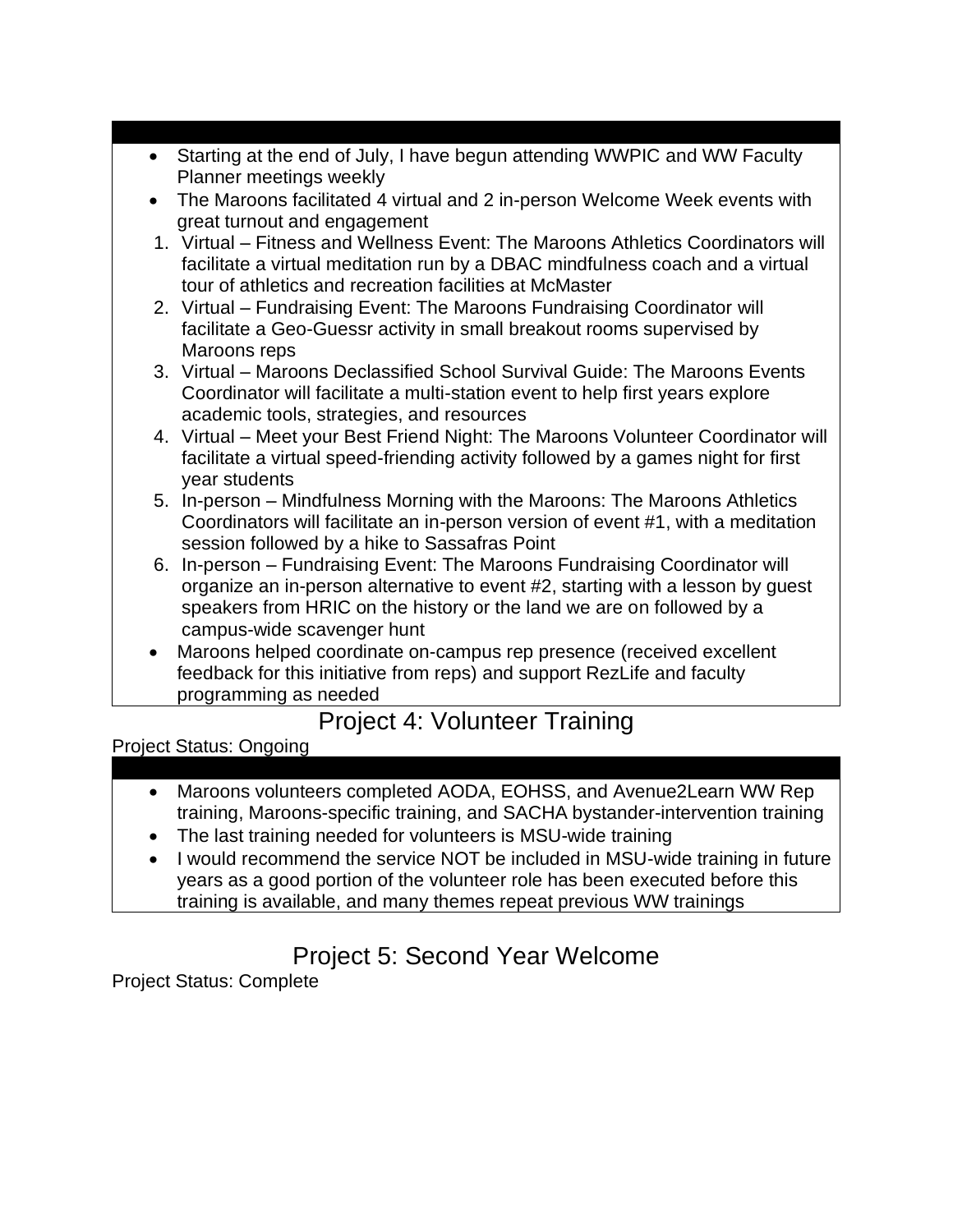- Starting at the end of July, I have begun attending WWPIC and WW Faculty Planner meetings weekly
- The Maroons facilitated 4 virtual and 2 in-person Welcome Week events with great turnout and engagement

1. Virtual – Fitness and Wellness Event: The Maroons Athletics Coordinators will facilitate a virtual meditation run by a DBAC mindfulness coach and a virtual tour of athletics and recreation facilities at McMaster
2. Virtual – Fundraising Event: The Maroons Fundraising Coordinator will facilitate a Geo-Guessr activity in small breakout rooms supervised by Maroons reps
3. Virtual – Maroons Declassified School Survival Guide: The Maroons Events Coordinator will facilitate a multi-station event to help first years explore academic tools, strategies, and resources
4. Virtual – Meet your Best Friend Night: The Maroons Volunteer Coordinator will facilitate a virtual speed-friending activity followed by a games night for first year students
5. In-person – Mindfulness Morning with the Maroons: The Maroons Athletics Coordinators will facilitate an in-person version of event #1, with a meditation session followed by a hike to Sassafras Point
6. In-person – Fundraising Event: The Maroons Fundraising Coordinator will organize an in-person alternative to event #2, starting with a lesson by guest speakers from HRIC on the history or the land we are on followed by a campus-wide scavenger hunt

- Maroons helped coordinate on-campus rep presence (received excellent feedback for this initiative from reps) and support RezLife and faculty programming as needed

## Project 4: Volunteer Training

Project Status: Ongoing

- Maroons volunteers completed AODA, EOHSS, and Avenue2Learn WW Rep training, Maroons-specific training, and SACHA bystander-intervention training
- The last training needed for volunteers is MSU-wide training
- I would recommend the service NOT be included in MSU-wide training in future years as a good portion of the volunteer role has been executed before this training is available, and many themes repeat previous WW trainings

## Project 5: Second Year Welcome

Project Status: Complete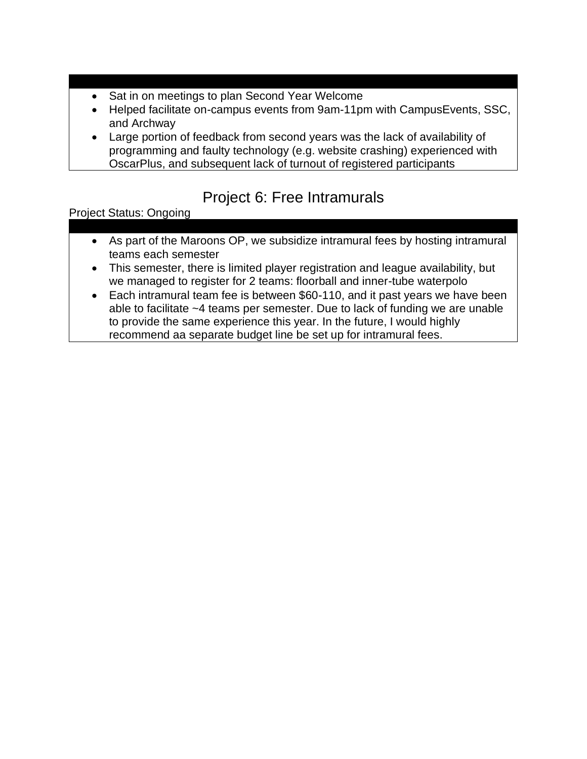- Sat in on meetings to plan Second Year Welcome
- Helped facilitate on-campus events from 9am-11pm with CampusEvents, SSC, and Archway
- Large portion of feedback from second years was the lack of availability of programming and faulty technology (e.g. website crashing) experienced with OscarPlus, and subsequent lack of turnout of registered participants

## Project 6: Free Intramurals

Project Status: Ongoing

- As part of the Maroons OP, we subsidize intramural fees by hosting intramural teams each semester
- This semester, there is limited player registration and league availability, but we managed to register for 2 teams: floorball and inner-tube waterpolo
- Each intramural team fee is between $60-110, and it past years we have been able to facilitate ~4 teams per semester. Due to lack of funding we are unable to provide the same experience this year. In the future, I would highly recommend aa separate budget line be set up for intramural fees.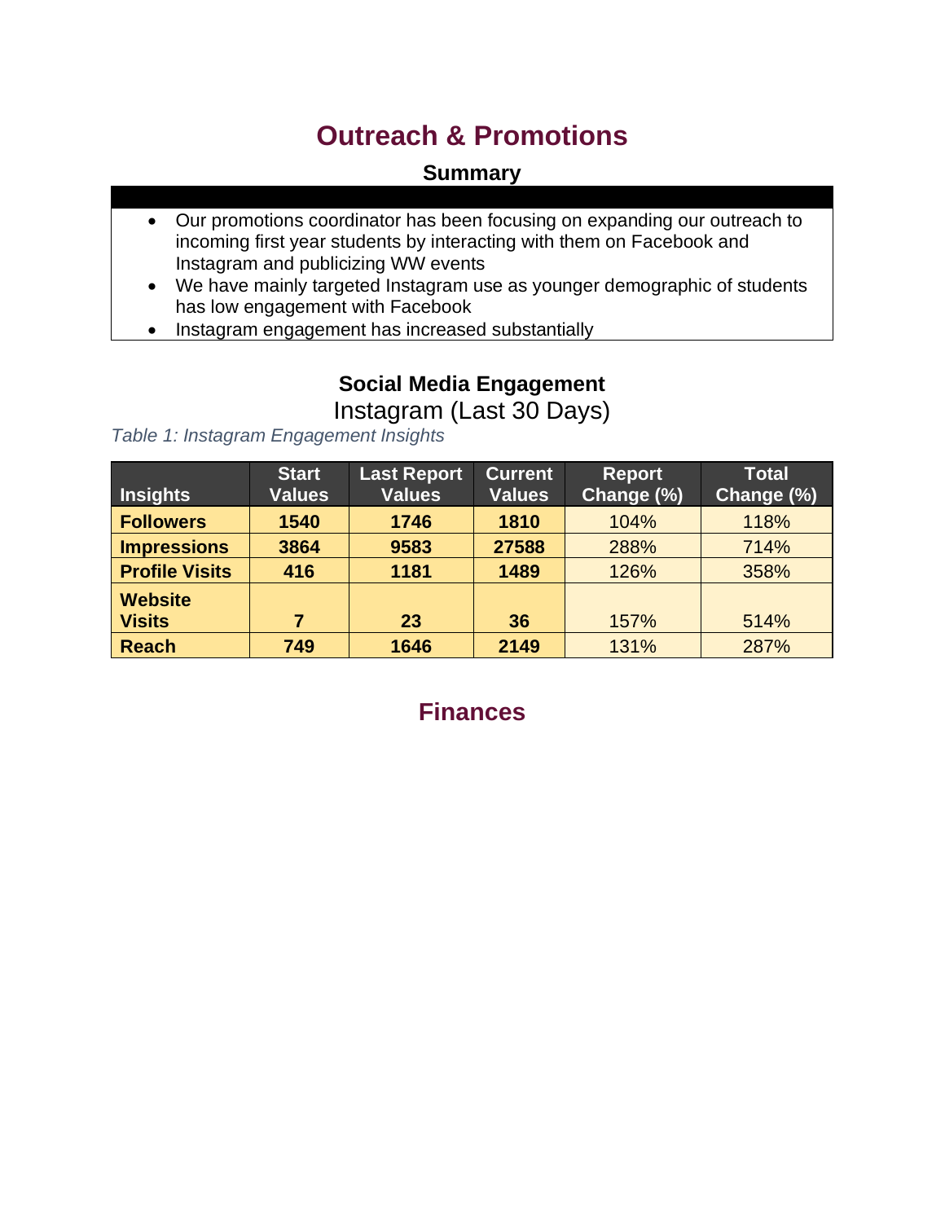# Outreach & Promotions

### Summary

- Our promotions coordinator has been focusing on expanding our outreach to incoming first year students by interacting with them on Facebook and Instagram and publicizing WW events
- We have mainly targeted Instagram use as younger demographic of students has low engagement with Facebook
- Instagram engagement has increased substantially

### Social Media Engagement

Instagram (Last 30 Days)

*Table 1: Instagram Engagement Insights*

| Insights | Start Values | Last Report Values | Current Values | Report Change (%) | Total Change (%) |
|---|---|---|---|---|---|
| **Followers** | **1540** | **1746** | **1810** | 104% | 118% |
| **Impressions** | **3864** | **9583** | **27588** | 288% | 714% |
| **Profile Visits** | **416** | **1181** | **1489** | 126% | 358% |
| **Website Visits** | **7** | **23** | **36** | 157% | 514% |
| **Reach** | **749** | **1646** | **2149** | 131% | 287% |

# Finances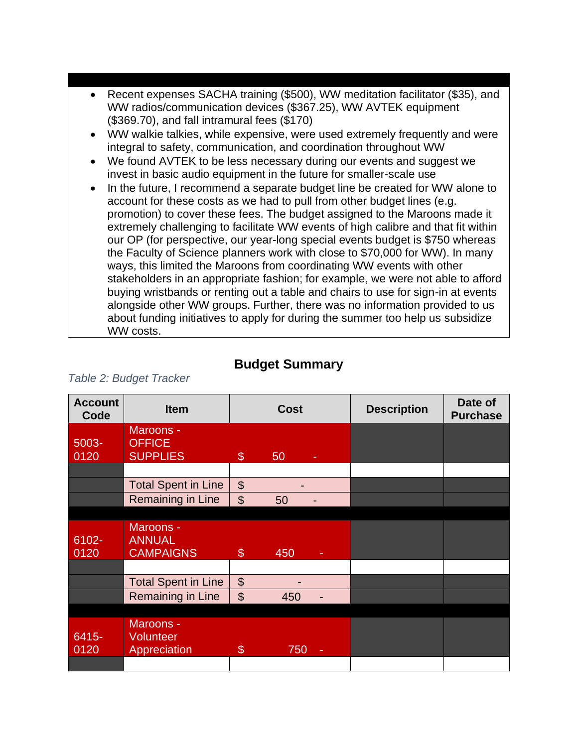- Recent expenses SACHA training ($500), WW meditation facilitator ($35), and WW radios/communication devices ($367.25), WW AVTEK equipment ($369.70), and fall intramural fees ($170)
- WW walkie talkies, while expensive, were used extremely frequently and were integral to safety, communication, and coordination throughout WW
- We found AVTEK to be less necessary during our events and suggest we invest in basic audio equipment in the future for smaller-scale use
- In the future, I recommend a separate budget line be created for WW alone to account for these costs as we had to pull from other budget lines (e.g. promotion) to cover these fees. The budget assigned to the Maroons made it extremely challenging to facilitate WW events of high calibre and that fit within our OP (for perspective, our year-long special events budget is $750 whereas the Faculty of Science planners work with close to $70,000 for WW). In many ways, this limited the Maroons from coordinating WW events with other stakeholders in an appropriate fashion; for example, we were not able to afford buying wristbands or renting out a table and chairs to use for sign-in at events alongside other WW groups. Further, there was no information provided to us about funding initiatives to apply for during the summer too help us subsidize WW costs.

## Budget Summary

*Table 2: Budget Tracker*

| Account Code | Item | Cost | Description | Date of Purchase |
|---|---|---|---|---|
| 5003-0120 | Maroons - OFFICE SUPPLIES | $ 50 - | | |
| | | | | |
| | Total Spent in Line | $ - | | |
| | Remaining in Line | $ 50 - | | |
| | | | | |
| 6102-0120 | Maroons - ANNUAL CAMPAIGNS | $ 450 - | | |
| | | | | |
| | Total Spent in Line | $ - | | |
| | Remaining in Line | $ 450 - | | |
| | | | | |
| 6415-0120 | Maroons - Volunteer Appreciation | $ 750 - | | |
| | | | | |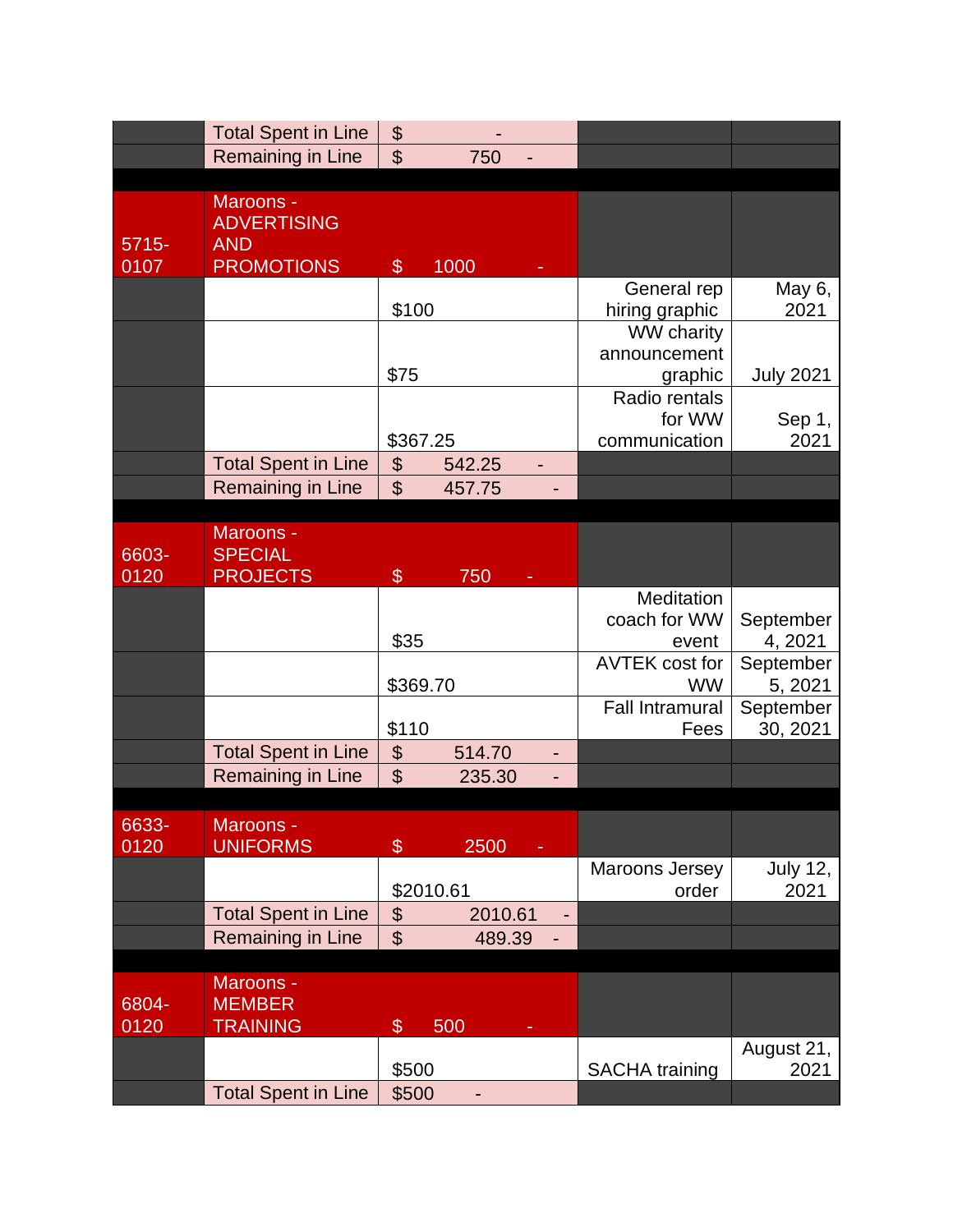| | | | | |
|---|---|---|---|---|
| | Total Spent in Line | $ - | | |
| | Remaining in Line | $ 750 - | | |
| | | | | |
| 5715-0107 | Maroons - ADVERTISING AND PROMOTIONS | $ 1000 - | | |
| | | $100 | General rep hiring graphic | May 6, 2021 |
| | | $75 | WW charity announcement graphic | July 2021 |
| | | $367.25 | Radio rentals for WW communication | Sep 1, 2021 |
| | Total Spent in Line | $ 542.25 - | | |
| | Remaining in Line | $ 457.75 - | | |
| | | | | |
| 6603-0120 | Maroons - SPECIAL PROJECTS | $ 750 - | | |
| | | $35 | Meditation coach for WW event | September 4, 2021 |
| | | $369.70 | AVTEK cost for WW | September 5, 2021 |
| | | $110 | Fall Intramural Fees | September 30, 2021 |
| | Total Spent in Line | $ 514.70 - | | |
| | Remaining in Line | $ 235.30 - | | |
| | | | | |
| 6633-0120 | Maroons - UNIFORMS | $ 2500 - | | |
| | | $2010.61 | Maroons Jersey order | July 12, 2021 |
| | Total Spent in Line | $ 2010.61 - | | |
| | Remaining in Line | $ 489.39 - | | |
| | | | | |
| 6804-0120 | Maroons - MEMBER TRAINING | $ 500 - | | |
| | | $500 | SACHA training | August 21, 2021 |
| | Total Spent in Line | $500 - | | |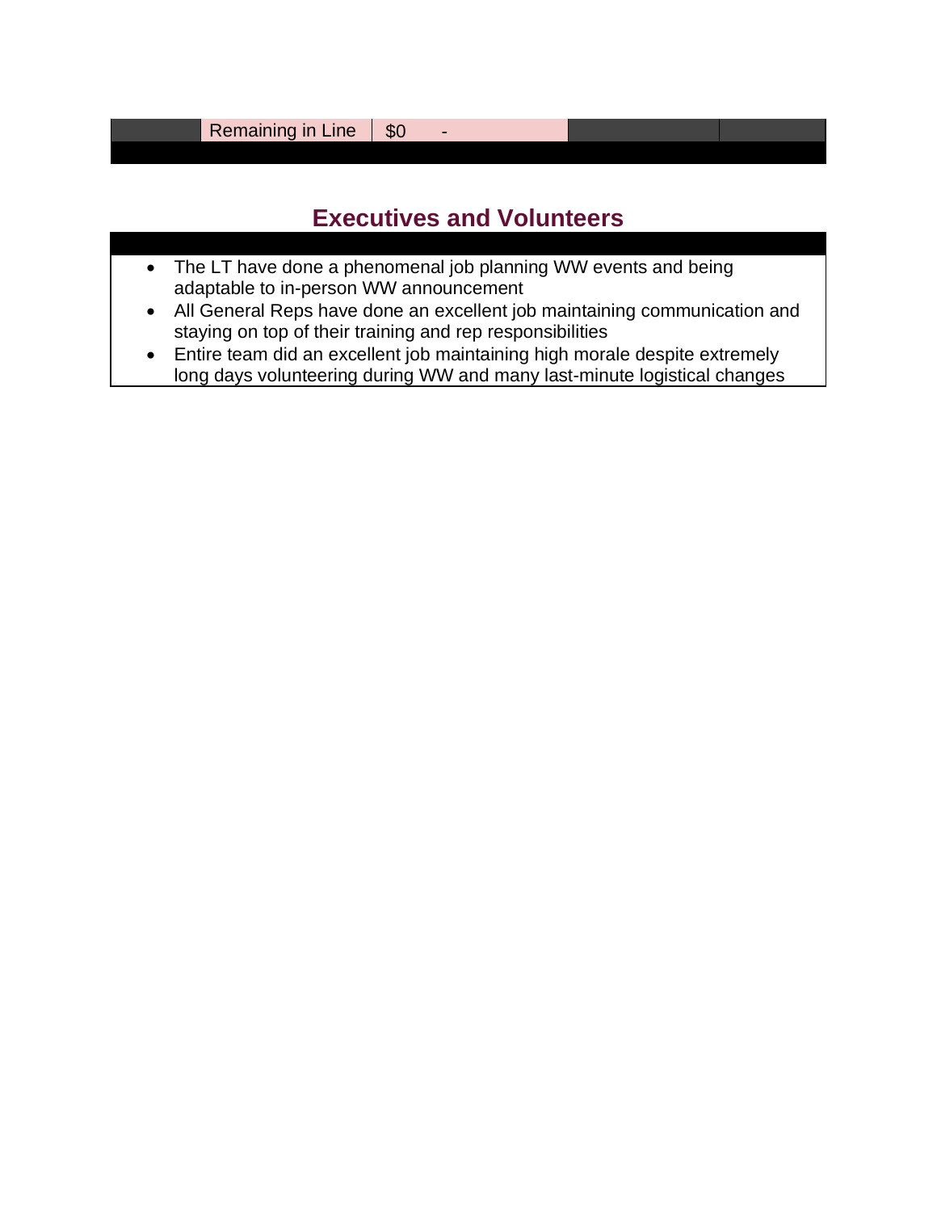|  | Remaining in Line | $0 | - |  |  |
| --- | --- | --- | --- | --- | --- |

## Executives and Volunteers

- The LT have done a phenomenal job planning WW events and being adaptable to in-person WW announcement
- All General Reps have done an excellent job maintaining communication and staying on top of their training and rep responsibilities
- Entire team did an excellent job maintaining high morale despite extremely long days volunteering during WW and many last-minute logistical changes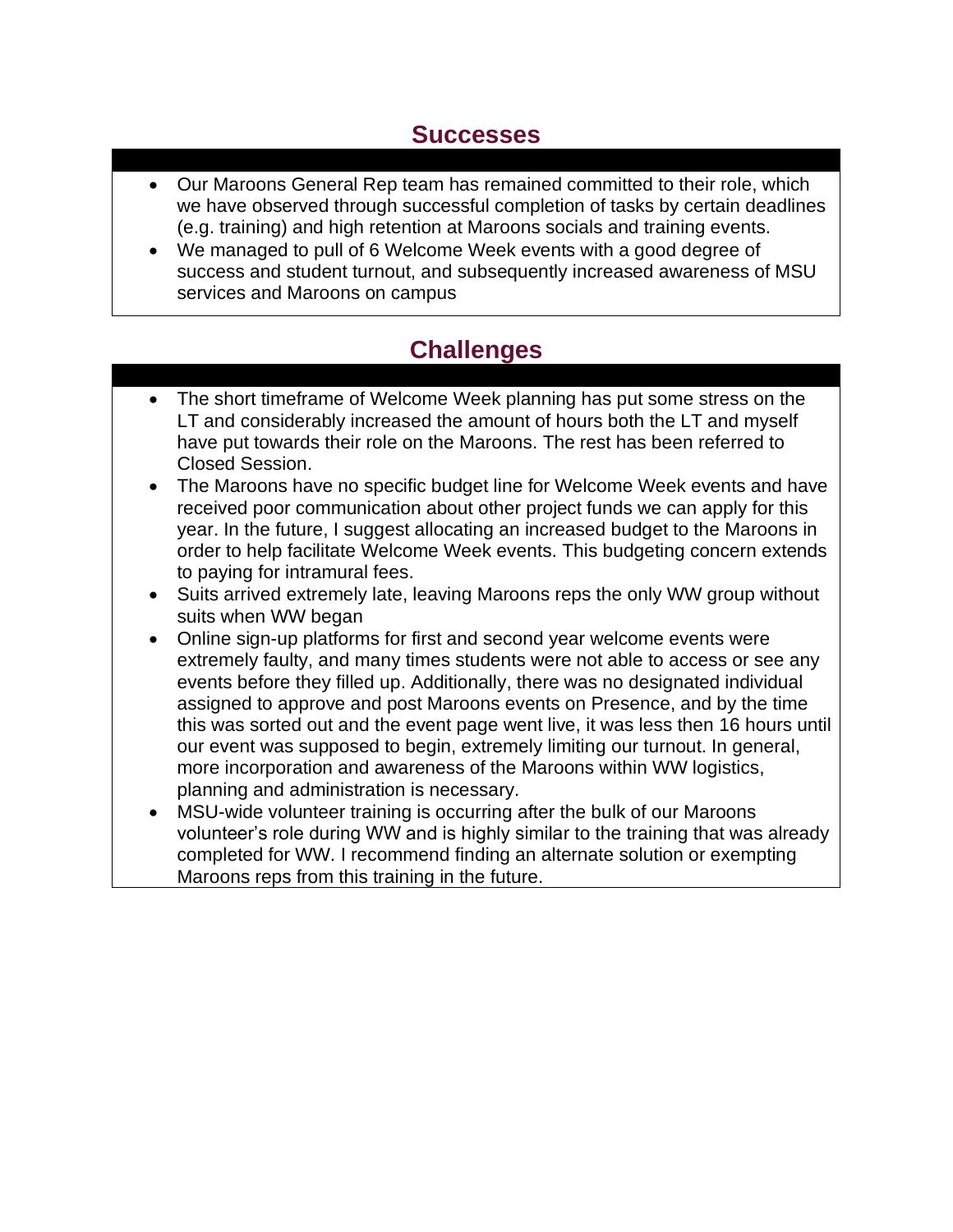## Successes

- Our Maroons General Rep team has remained committed to their role, which we have observed through successful completion of tasks by certain deadlines (e.g. training) and high retention at Maroons socials and training events.
- We managed to pull of 6 Welcome Week events with a good degree of success and student turnout, and subsequently increased awareness of MSU services and Maroons on campus

## Challenges

- The short timeframe of Welcome Week planning has put some stress on the LT and considerably increased the amount of hours both the LT and myself have put towards their role on the Maroons. The rest has been referred to Closed Session.
- The Maroons have no specific budget line for Welcome Week events and have received poor communication about other project funds we can apply for this year. In the future, I suggest allocating an increased budget to the Maroons in order to help facilitate Welcome Week events. This budgeting concern extends to paying for intramural fees.
- Suits arrived extremely late, leaving Maroons reps the only WW group without suits when WW began
- Online sign-up platforms for first and second year welcome events were extremely faulty, and many times students were not able to access or see any events before they filled up. Additionally, there was no designated individual assigned to approve and post Maroons events on Presence, and by the time this was sorted out and the event page went live, it was less then 16 hours until our event was supposed to begin, extremely limiting our turnout. In general, more incorporation and awareness of the Maroons within WW logistics, planning and administration is necessary.
- MSU-wide volunteer training is occurring after the bulk of our Maroons volunteer's role during WW and is highly similar to the training that was already completed for WW. I recommend finding an alternate solution or exempting Maroons reps from this training in the future.